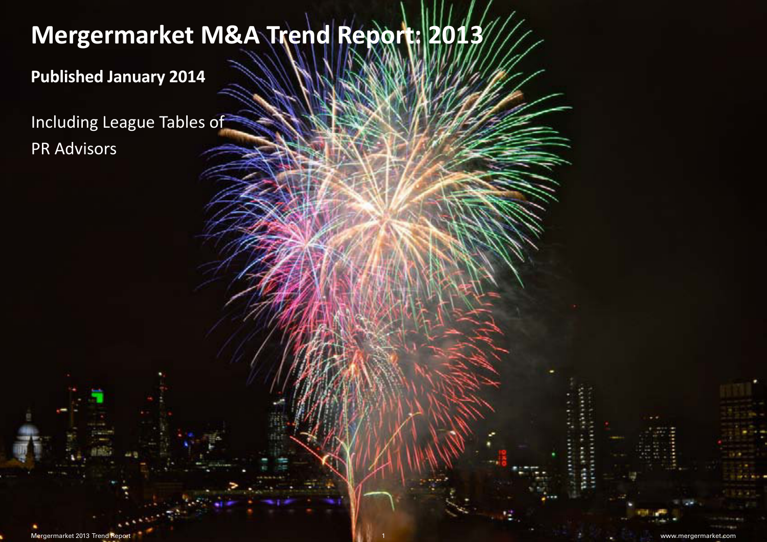# Mergermarket M&A Trend Report: 2013

**Published January 2014**

Including League Tables of
PR Advisors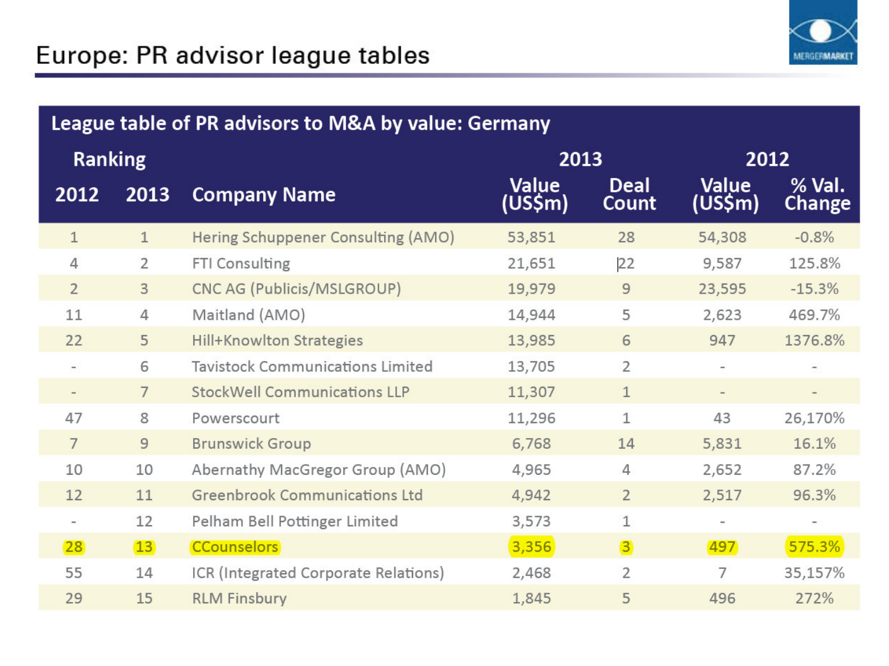# Europe: PR advisor league tables

| League table of PR advisors to M&A by value: Germany | | | | | | |
|---|---|---|---|---|---|---|
| Ranking | | | 2013 | | 2012 | |
| 2012 | 2013 | Company Name | Value (US$m) | Deal Count | Value (US$m) | % Val. Change |
| 1 | 1 | Hering Schuppener Consulting (AMO) | 53,851 | 28 | 54,308 | -0.8% |
| 4 | 2 | FTI Consulting | 21,651 | 22 | 9,587 | 125.8% |
| 2 | 3 | CNC AG (Publicis/MSLGROUP) | 19,979 | 9 | 23,595 | -15.3% |
| 11 | 4 | Maitland (AMO) | 14,944 | 5 | 2,623 | 469.7% |
| 22 | 5 | Hill+Knowlton Strategies | 13,985 | 6 | 947 | 1376.8% |
| - | 6 | Tavistock Communications Limited | 13,705 | 2 | - | - |
| - | 7 | StockWell Communications LLP | 11,307 | 1 | - | - |
| 47 | 8 | Powerscourt | 11,296 | 1 | 43 | 26,170% |
| 7 | 9 | Brunswick Group | 6,768 | 14 | 5,831 | 16.1% |
| 10 | 10 | Abernathy MacGregor Group (AMO) | 4,965 | 4 | 2,652 | 87.2% |
| 12 | 11 | Greenbrook Communications Ltd | 4,942 | 2 | 2,517 | 96.3% |
| - | 12 | Pelham Bell Pottinger Limited | 3,573 | 1 | - | - |
| 28 | 13 | CCounselors | 3,356 | 3 | 497 | 575.3% |
| 55 | 14 | ICR (Integrated Corporate Relations) | 2,468 | 2 | 7 | 35,157% |
| 29 | 15 | RLM Finsbury | 1,845 | 5 | 496 | 272% |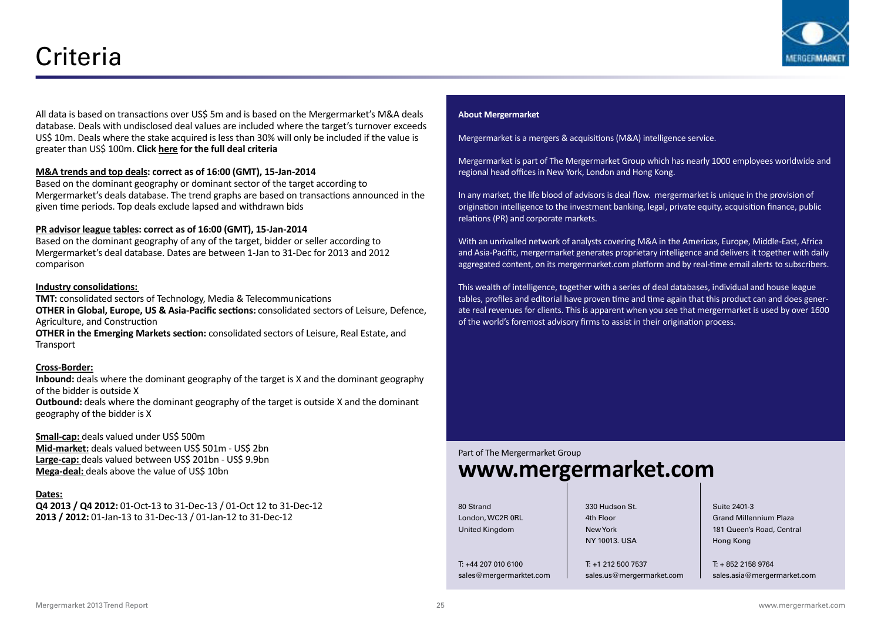# Criteria

All data is based on transactions over US$ 5m and is based on the Mergermarket's M&A deals database. Deals with undisclosed deal values are included where the target's turnover exceeds US$ 10m. Deals where the stake acquired is less than 30% will only be included if the value is greater than US$ 100m. **Click <u>here</u> for the full deal criteria**

**<u>M&A trends and top deals</u>: correct as of 16:00 (GMT), 15-Jan-2014**
Based on the dominant geography or dominant sector of the target according to Mergermarket's deals database. The trend graphs are based on transactions announced in the given time periods. Top deals exclude lapsed and withdrawn bids

**<u>PR advisor league tables</u>: correct as of 16:00 (GMT), 15-Jan-2014**
Based on the dominant geography of any of the target, bidder or seller according to Mergermarket's deal database. Dates are between 1-Jan to 31-Dec for 2013 and 2012 comparison

**<u>Industry consolidations:</u>**
**TMT:** consolidated sectors of Technology, Media & Telecommunications
**OTHER in Global, Europe, US & Asia-Pacific sections:** consolidated sectors of Leisure, Defence, Agriculture, and Construction
**OTHER in the Emerging Markets section:** consolidated sectors of Leisure, Real Estate, and Transport

**<u>Cross-Border:</u>**
**Inbound:** deals where the dominant geography of the target is X and the dominant geography of the bidder is outside X
**Outbound:** deals where the dominant geography of the target is outside X and the dominant geography of the bidder is X

**<u>Small-cap:</u>** deals valued under US$ 500m
**<u>Mid-market:</u>** deals valued between US$ 501m - US$ 2bn
**<u>Large-cap:</u>** deals valued between US$ 201bn - US$ 9.9bn
**<u>Mega-deal:</u>** deals above the value of US$ 10bn

**<u>Dates:</u>**
**Q4 2013 / Q4 2012:** 01-Oct-13 to 31-Dec-13 / 01-Oct 12 to 31-Dec-12
**2013 / 2012:** 01-Jan-13 to 31-Dec-13 / 01-Jan-12 to 31-Dec-12

**About Mergermarket**

Mergermarket is a mergers & acquisitions (M&A) intelligence service.

Mergermarket is part of The Mergermarket Group which has nearly 1000 employees worldwide and regional head offices in New York, London and Hong Kong.

In any market, the life blood of advisors is deal flow. mergermarket is unique in the provision of origination intelligence to the investment banking, legal, private equity, acquisition finance, public relations (PR) and corporate markets.

With an unrivalled network of analysts covering M&A in the Americas, Europe, Middle-East, Africa and Asia-Pacific, mergermarket generates proprietary intelligence and delivers it together with daily aggregated content, on its mergermarket.com platform and by real-time email alerts to subscribers.

This wealth of intelligence, together with a series of deal databases, individual and house league tables, profiles and editorial have proven time and time again that this product can and does generate real revenues for clients. This is apparent when you see that mergermarket is used by over 1600 of the world's foremost advisory firms to assist in their origination process.

Part of The Mergermarket Group

## www.mergermarket.com

80 Strand
London, WC2R 0RL
United Kingdom

T: +44 207 010 6100
sales@mergermarktet.com

330 Hudson St.
4th Floor
New York
NY 10013. USA

T: +1 212 500 7537
sales.us@mergermarket.com

Suite 2401-3
Grand Millennium Plaza
181 Queen's Road, Central
Hong Kong

T: + 852 2158 9764
sales.asia@mergermarket.com